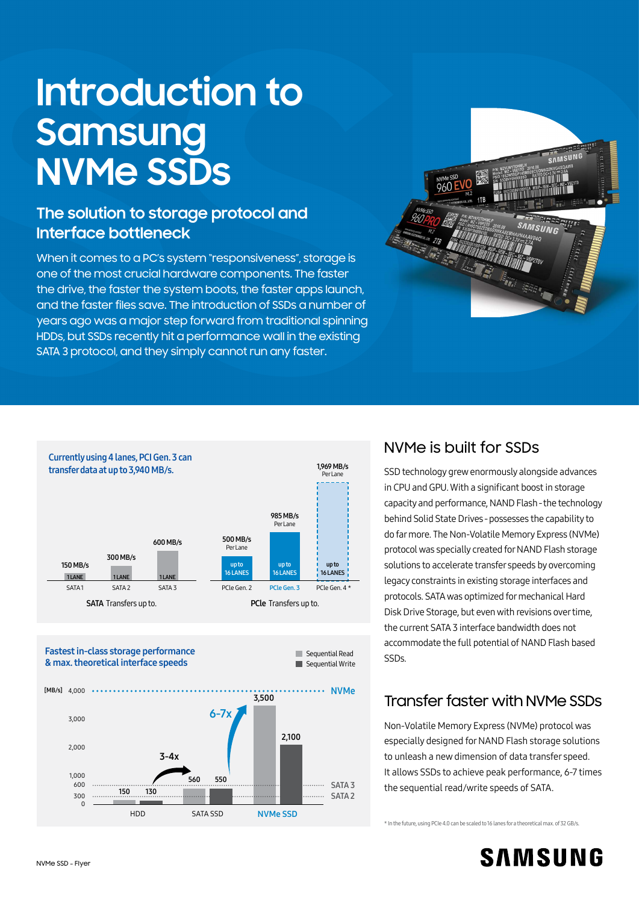# Introduction to Samsung NVMe SSDs

## The solution to storage protocol and Interface bottleneck

When it comes to a PC's system "responsiveness", storage is one of the most crucial hardware components. The faster the drive, the faster the system boots, the faster apps launch, and the faster files save. The introduction of SSDs a number of years ago was a major step forward from traditional spinning HDDs, but SSDs recently hit a performance wall in the existing SATA 3 protocol, and they simply cannot run any faster.

**Currently using 4 lanes, PCI Gen. 3 can transfer data at up to 3,940 MB/s.**

| Interface | Transfer speed | Lanes |
|---|---|---|
| SATA 1 | 150 MB/s | 1 LANE |
| SATA 2 | 300 MB/s | 1 LANE |
| SATA 3 | 600 MB/s | 1 LANE |
| PCIe Gen. 2 | 500 MB/s Per Lane | up to 16 LANES |
| PCIe Gen. 3 | 985 MB/s Per Lane | up to 16 LANES |
| PCIe Gen. 4 * | 1,969 MB/s Per Lane | up to 16 LANES |

**SATA** Transfers up to. **PCIe** Transfers up to.

**Fastest in-class storage performance & max. theoretical interface speeds**

| [MB/s] | Sequential Read | Sequential Write |
|---|---|---|
| HDD | 150 | 130 |
| SATA SSD | 560 | 550 |
| NVMe SSD | 3,500 | 2,100 |

Interface limits: NVMe 4,000; SATA 3 600; SATA 2 300. SATA SSD vs HDD: 3-4x; NVMe SSD vs SATA SSD: 6-7x.

## NVMe is built for SSDs

SSD technology grew enormously alongside advances in CPU and GPU. With a significant boost in storage capacity and performance, NAND Flash - the technology behind Solid State Drives - possesses the capability to do far more. The Non-Volatile Memory Express (NVMe) protocol was specially created for NAND Flash storage solutions to accelerate transfer speeds by overcoming legacy constraints in existing storage interfaces and protocols. SATA was optimized for mechanical Hard Disk Drive Storage, but even with revisions over time, the current SATA 3 interface bandwidth does not accommodate the full potential of NAND Flash based SSDs.

## Transfer faster with NVMe SSDs

Non-Volatile Memory Express (NVMe) protocol was especially designed for NAND Flash storage solutions to unleash a new dimension of data transfer speed. It allows SSDs to achieve peak performance, 6-7 times the sequential read/write speeds of SATA.

* In the future, using PCIe 4.0 can be scaled to 16 lanes for a theoretical max. of 32 GB/s.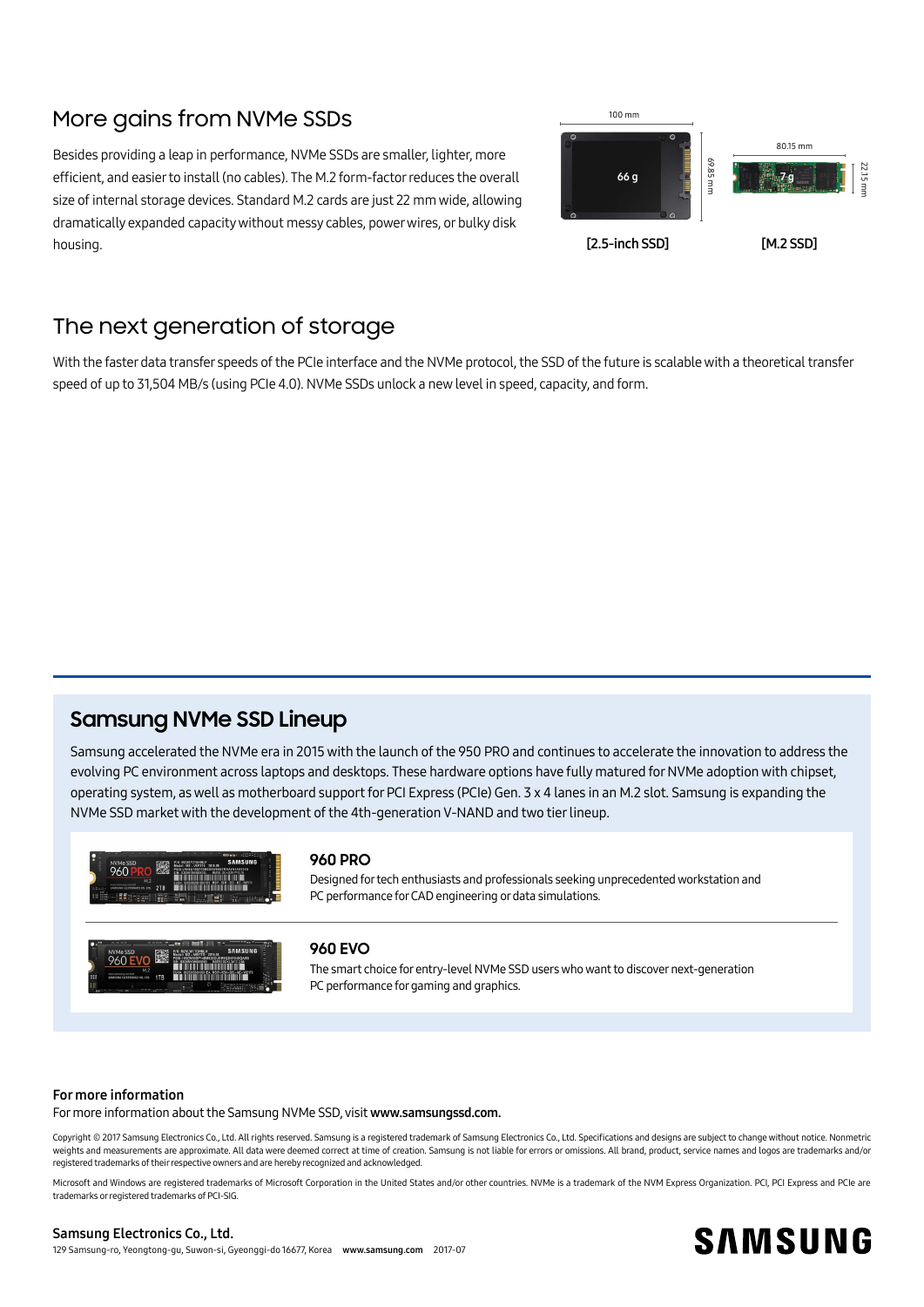## More gains from NVMe SSDs

Besides providing a leap in performance, NVMe SSDs are smaller, lighter, more efficient, and easier to install (no cables). The M.2 form-factor reduces the overall size of internal storage devices. Standard M.2 cards are just 22 mm wide, allowing dramatically expanded capacity without messy cables, power wires, or bulky disk housing.

100 mm

69.85 mm

66 g

[2.5-inch SSD]

80.15 mm

22.15 mm

7 g

[M.2 SSD]

## The next generation of storage

With the faster data transfer speeds of the PCIe interface and the NVMe protocol, the SSD of the future is scalable with a theoretical transfer speed of up to 31,504 MB/s (using PCIe 4.0). NVMe SSDs unlock a new level in speed, capacity, and form.

## Samsung NVMe SSD Lineup

Samsung accelerated the NVMe era in 2015 with the launch of the 950 PRO and continues to accelerate the innovation to address the evolving PC environment across laptops and desktops. These hardware options have fully matured for NVMe adoption with chipset, operating system, as well as motherboard support for PCI Express (PCIe) Gen. 3 x 4 lanes in an M.2 slot. Samsung is expanding the NVMe SSD market with the development of the 4th-generation V-NAND and two tier lineup.

### 960 PRO

Designed for tech enthusiasts and professionals seeking unprecedented workstation and PC performance for CAD engineering or data simulations.

### 960 EVO

The smart choice for entry-level NVMe SSD users who want to discover next-generation PC performance for gaming and graphics.

**For more information**

For more information about the Samsung NVMe SSD, visit **www.samsungssd.com.**

Copyright © 2017 Samsung Electronics Co., Ltd. All rights reserved. Samsung is a registered trademark of Samsung Electronics Co., Ltd. Specifications and designs are subject to change without notice. Nonmetric weights and measurements are approximate. All data were deemed correct at time of creation. Samsung is not liable for errors or omissions. All brand, product, service names and logos are trademarks and/or registered trademarks of their respective owners and are hereby recognized and acknowledged.

Microsoft and Windows are registered trademarks of Microsoft Corporation in the United States and/or other countries. NVMe is a trademark of the NVM Express Organization. PCI, PCI Express and PCIe are trademarks or registered trademarks of PCI-SIG.

**Samsung Electronics Co., Ltd.**

129 Samsung-ro, Yeongtong-gu, Suwon-si, Gyeonggi-do 16677, Korea **www.samsung.com** 2017-07

SAMSUNG